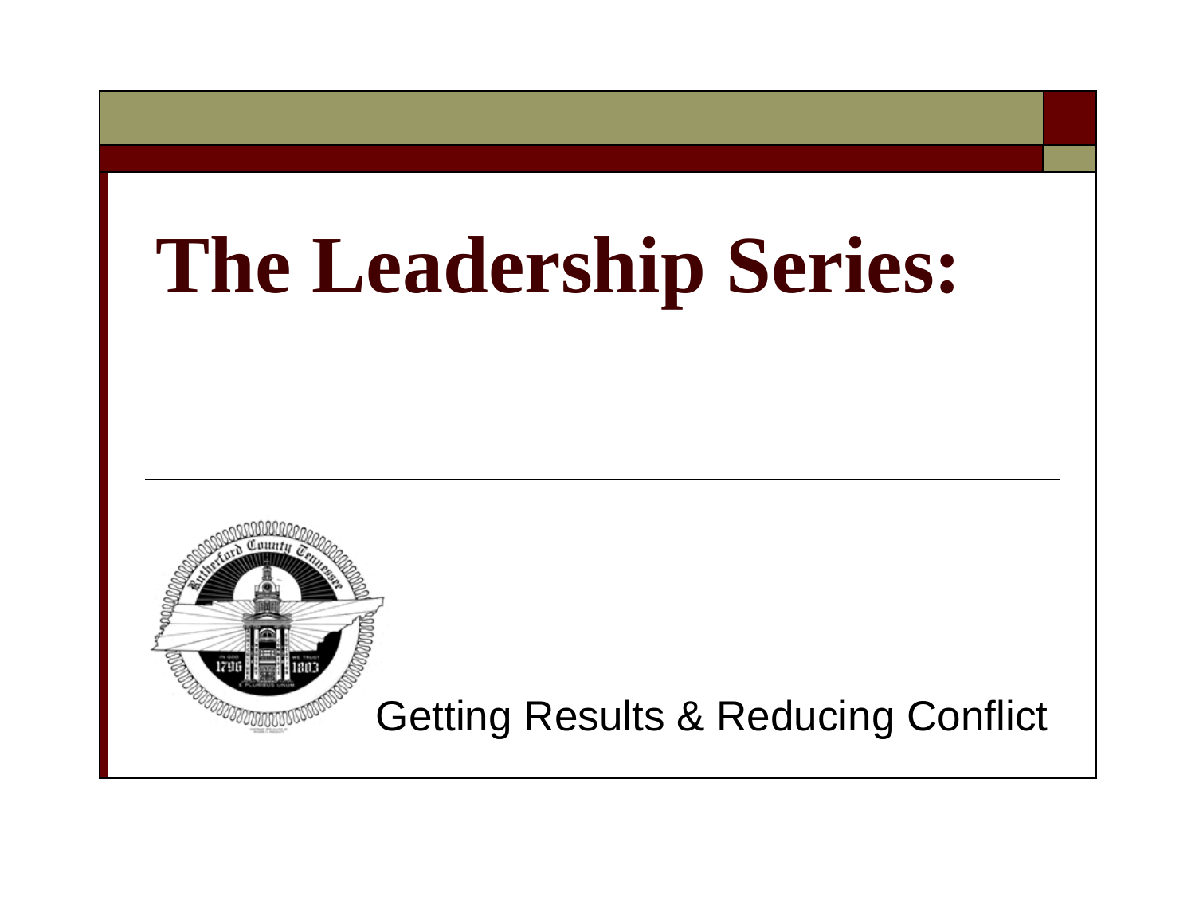# The Leadership Series:

Getting Results & Reducing Conflict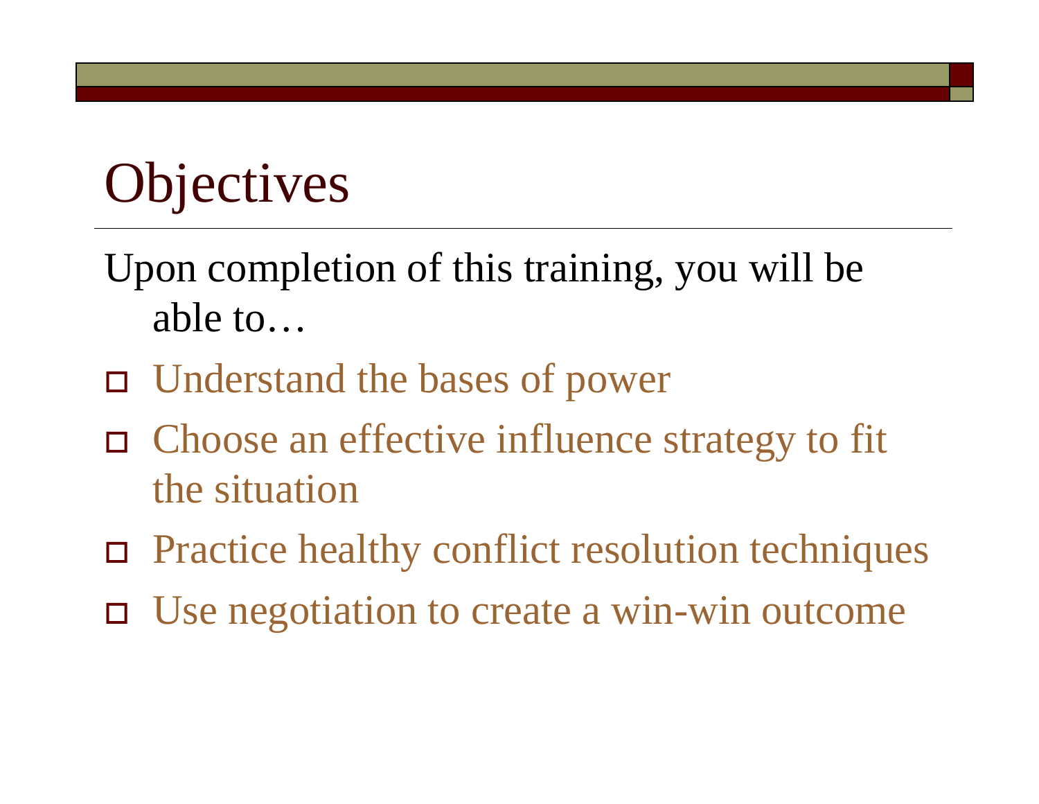# Objectives

Upon completion of this training, you will be able to…

- Understand the bases of power
- Choose an effective influence strategy to fit the situation
- Practice healthy conflict resolution techniques
- Use negotiation to create a win-win outcome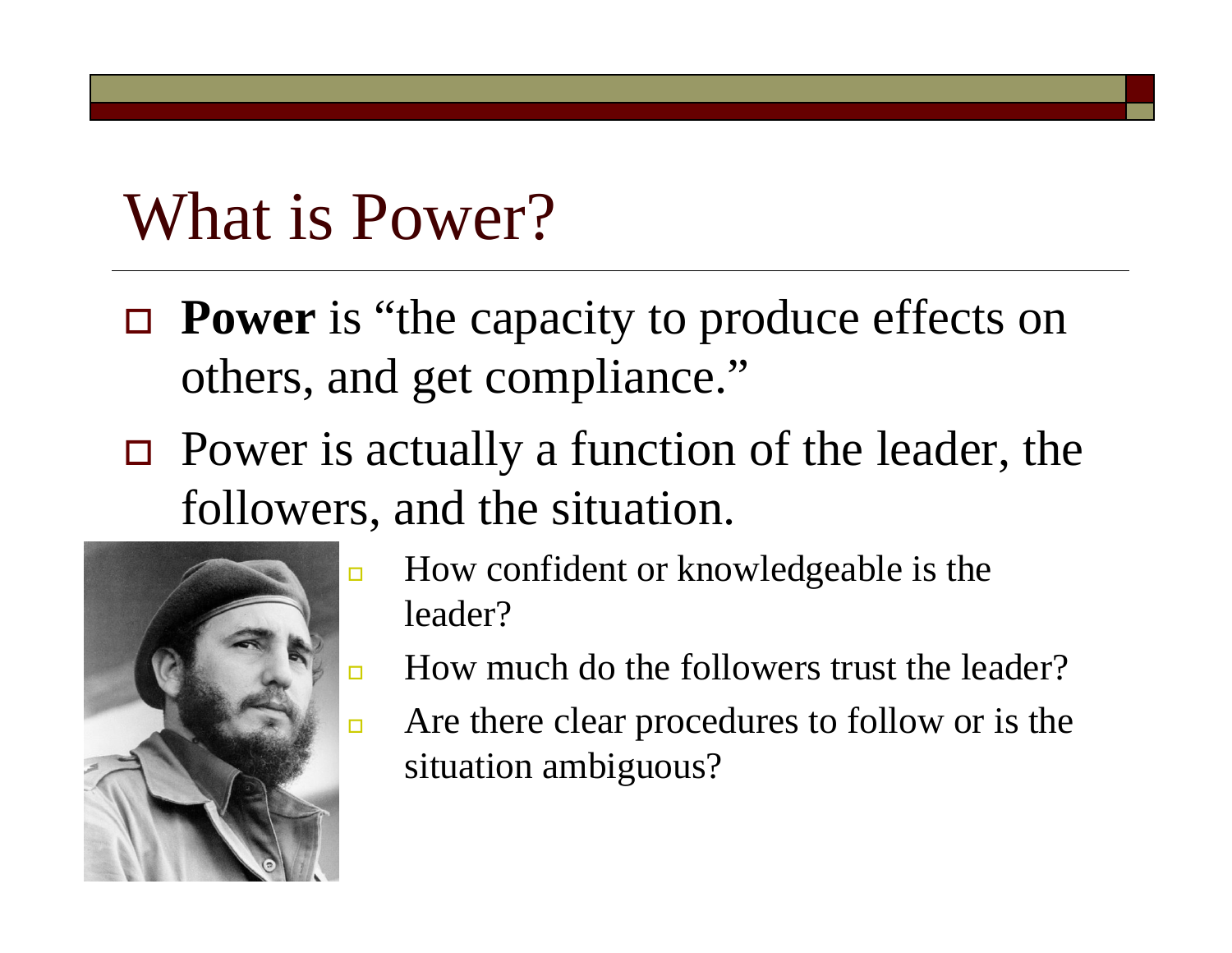# What is Power?

- **Power** is "the capacity to produce effects on others, and get compliance."
- Power is actually a function of the leader, the followers, and the situation.
  - How confident or knowledgeable is the leader?
  - How much do the followers trust the leader?
  - Are there clear procedures to follow or is the situation ambiguous?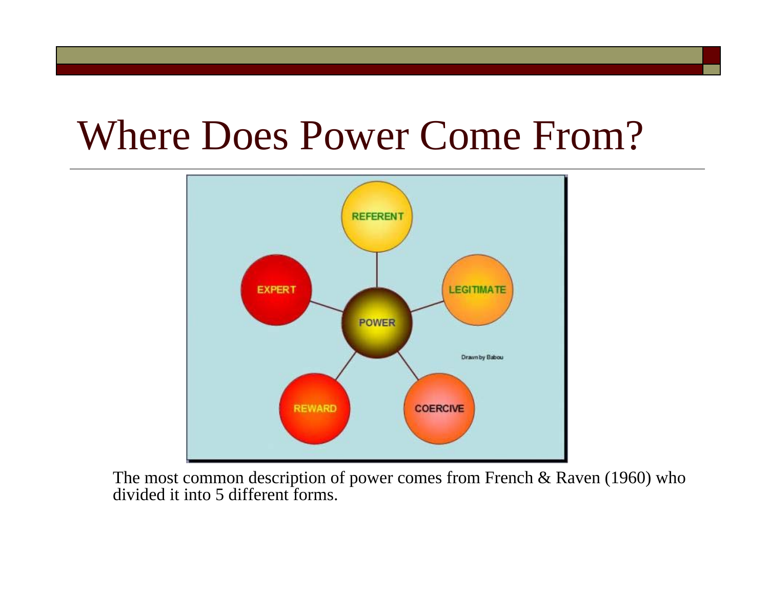# Where Does Power Come From?

REFERENT

EXPERT

LEGITIMATE

POWER

Drawn by Babou

REWARD

COERCIVE

The most common description of power comes from French & Raven (1960) who divided it into 5 different forms.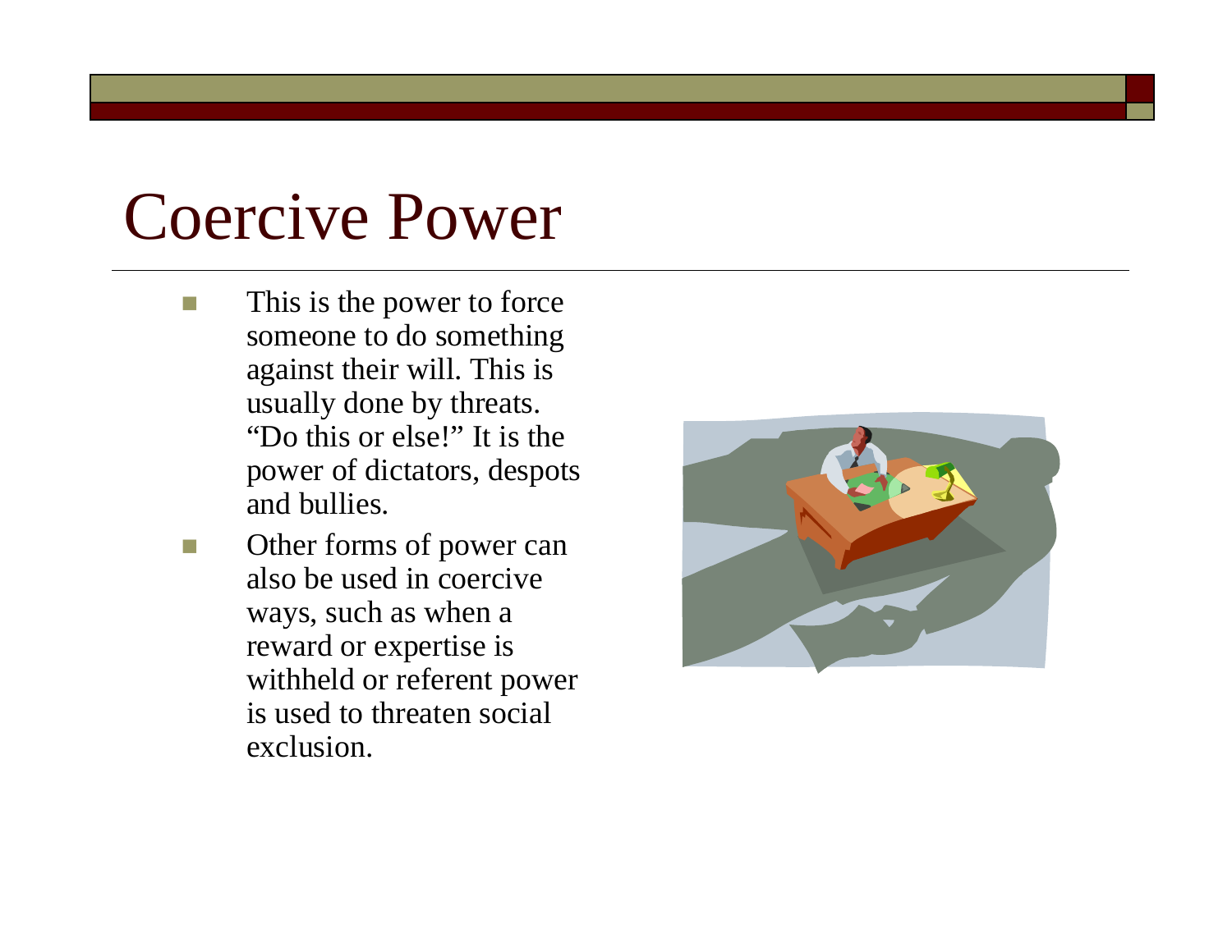# Coercive Power

- This is the power to force someone to do something against their will. This is usually done by threats. “Do this or else!” It is the power of dictators, despots and bullies.
- Other forms of power can also be used in coercive ways, such as when a reward or expertise is withheld or referent power is used to threaten social exclusion.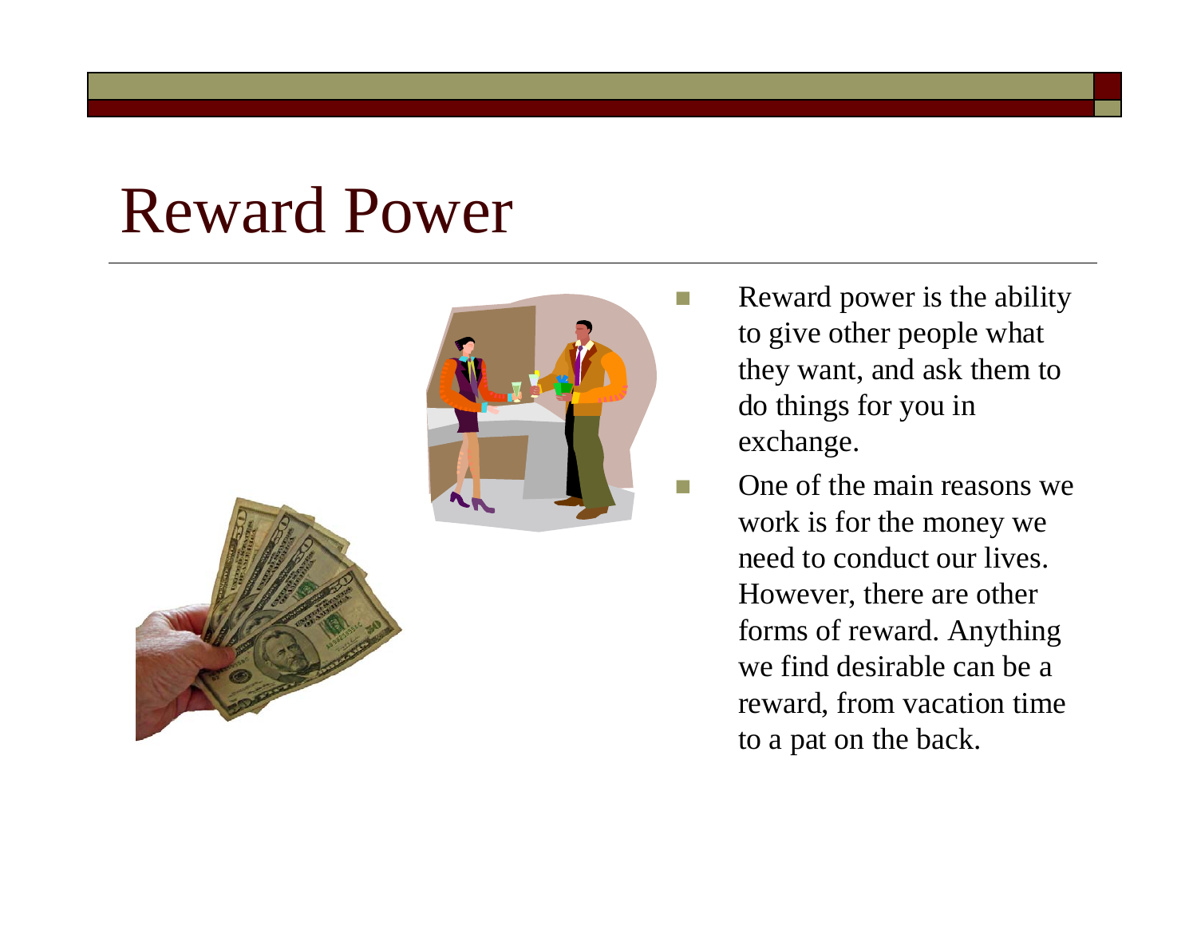# Reward Power

- Reward power is the ability to give other people what they want, and ask them to do things for you in exchange.
- One of the main reasons we work is for the money we need to conduct our lives. However, there are other forms of reward. Anything we find desirable can be a reward, from vacation time to a pat on the back.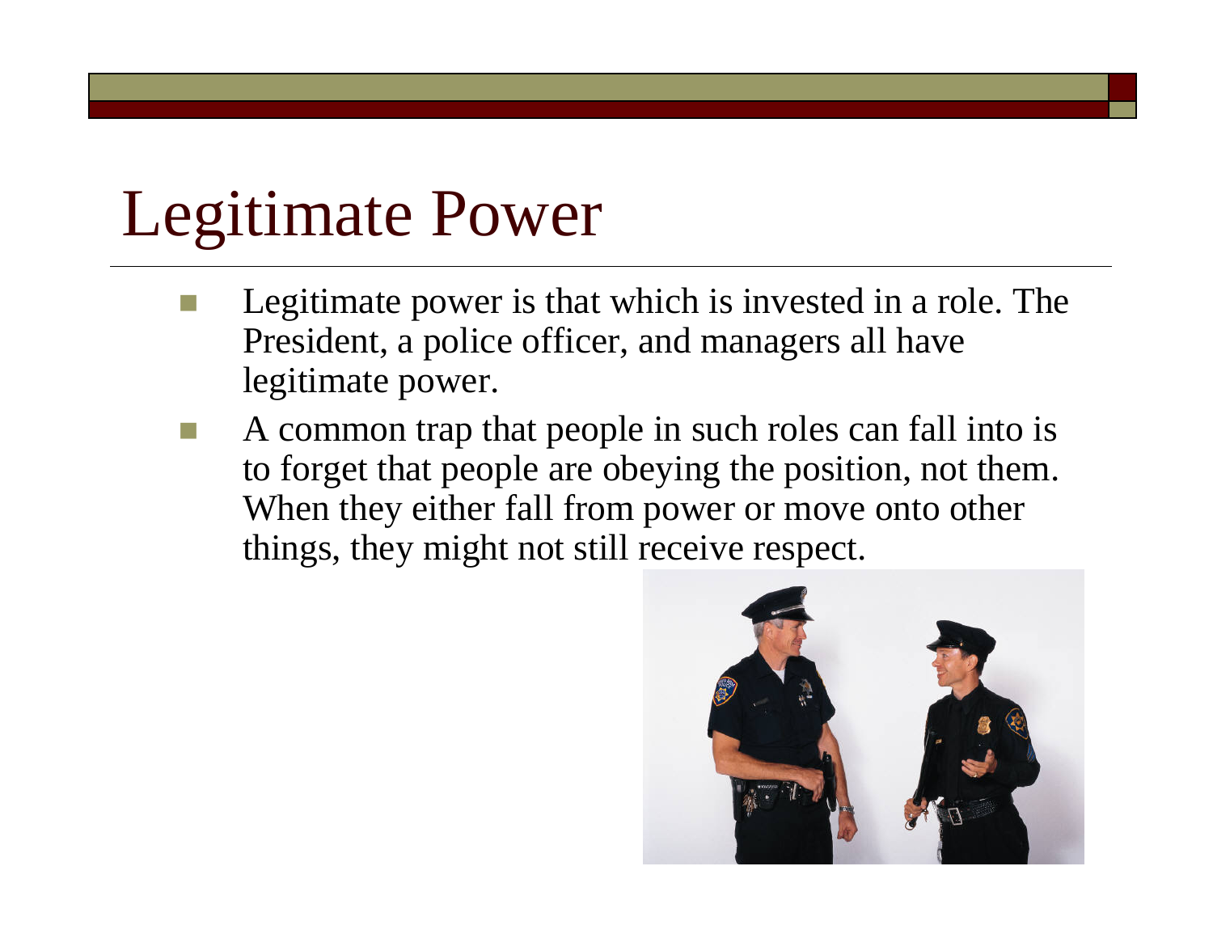# Legitimate Power

- Legitimate power is that which is invested in a role. The President, a police officer, and managers all have legitimate power.
- A common trap that people in such roles can fall into is to forget that people are obeying the position, not them. When they either fall from power or move onto other things, they might not still receive respect.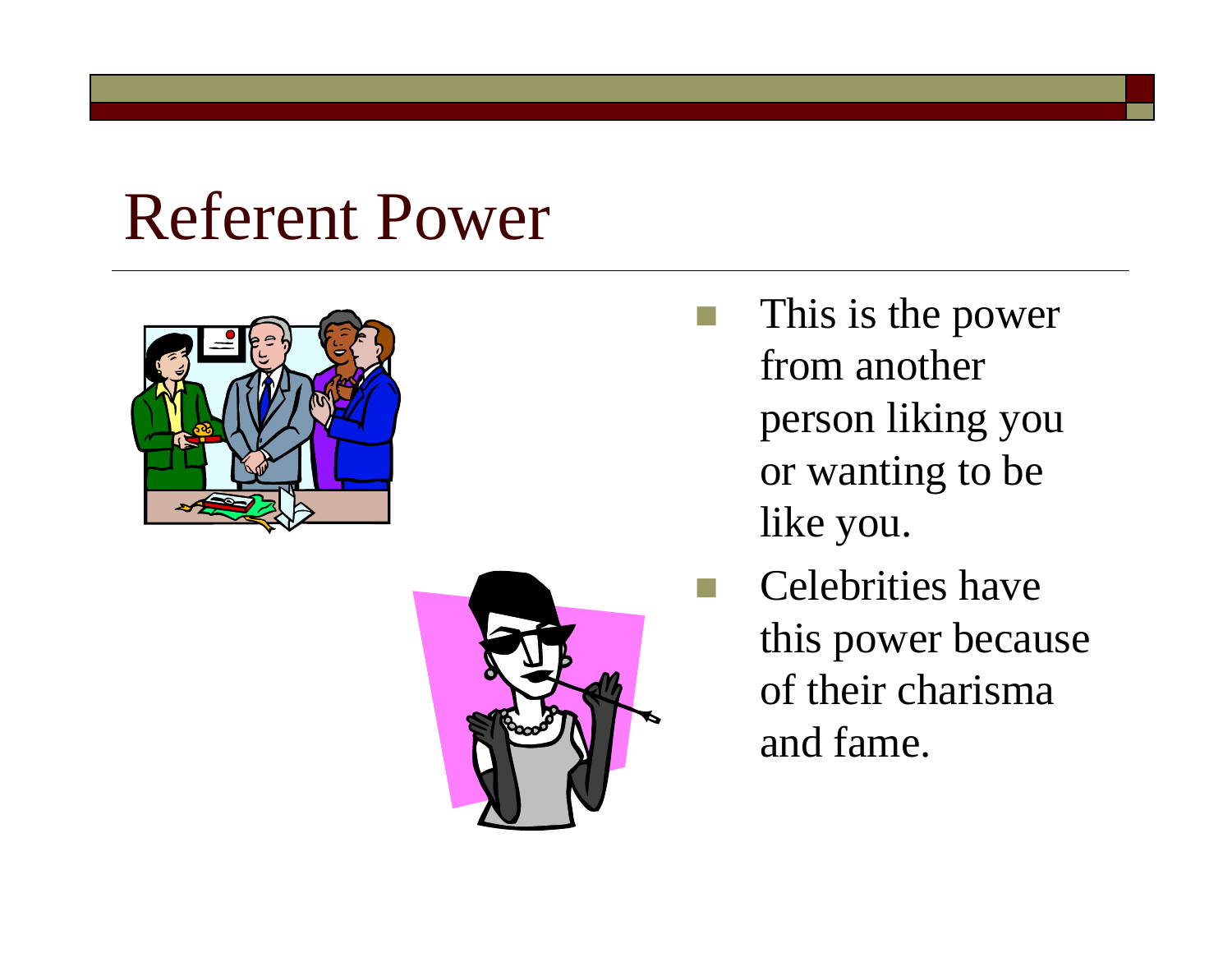# Referent Power

- This is the power from another person liking you or wanting to be like you.
- Celebrities have this power because of their charisma and fame.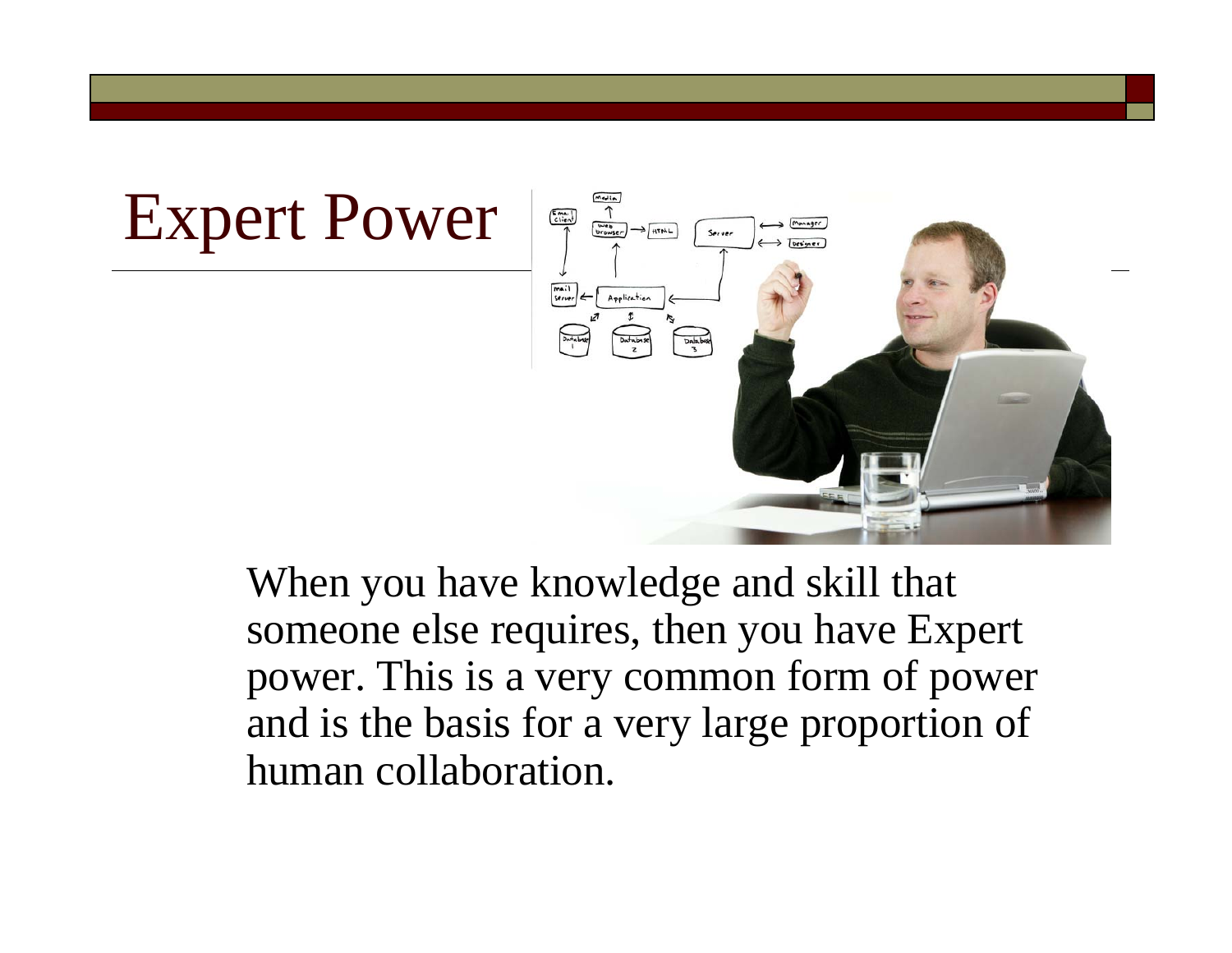# Expert Power

When you have knowledge and skill that someone else requires, then you have Expert power. This is a very common form of power and is the basis for a very large proportion of human collaboration.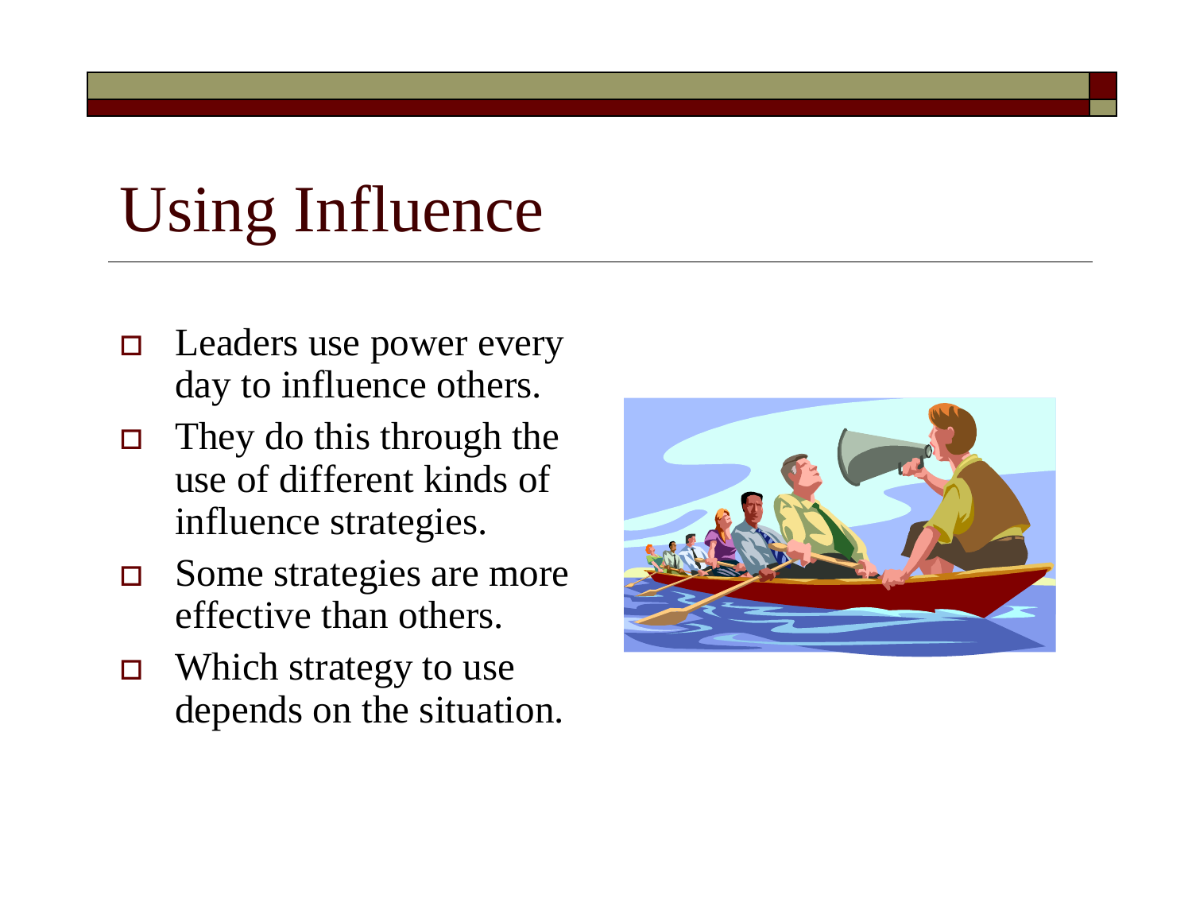# Using Influence

- Leaders use power every day to influence others.
- They do this through the use of different kinds of influence strategies.
- Some strategies are more effective than others.
- Which strategy to use depends on the situation.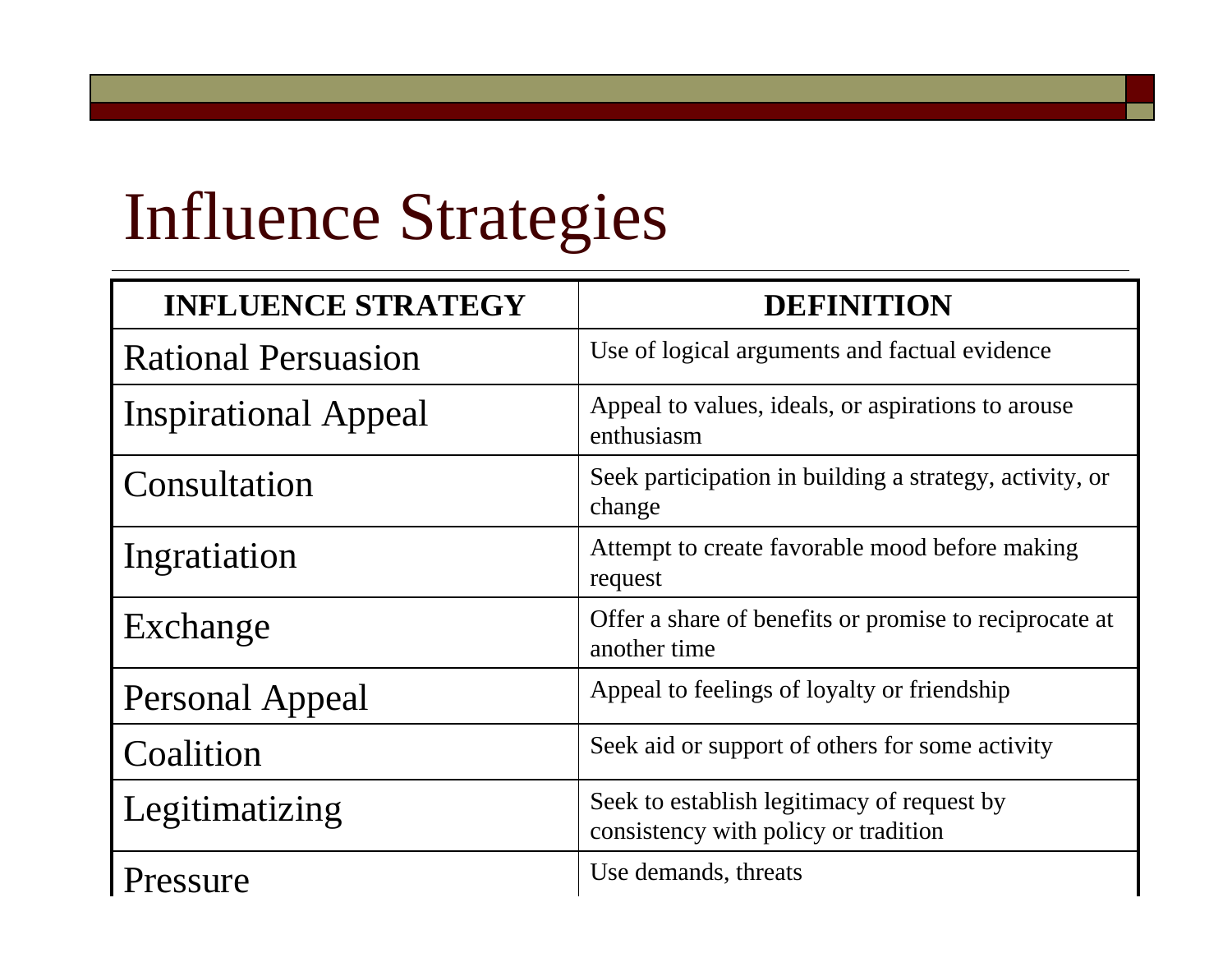# Influence Strategies

| INFLUENCE STRATEGY | DEFINITION |
| --- | --- |
| Rational Persuasion | Use of logical arguments and factual evidence |
| Inspirational Appeal | Appeal to values, ideals, or aspirations to arouse enthusiasm |
| Consultation | Seek participation in building a strategy, activity, or change |
| Ingratiation | Attempt to create favorable mood before making request |
| Exchange | Offer a share of benefits or promise to reciprocate at another time |
| Personal Appeal | Appeal to feelings of loyalty or friendship |
| Coalition | Seek aid or support of others for some activity |
| Legitimatizing | Seek to establish legitimacy of request by consistency with policy or tradition |
| Pressure | Use demands, threats |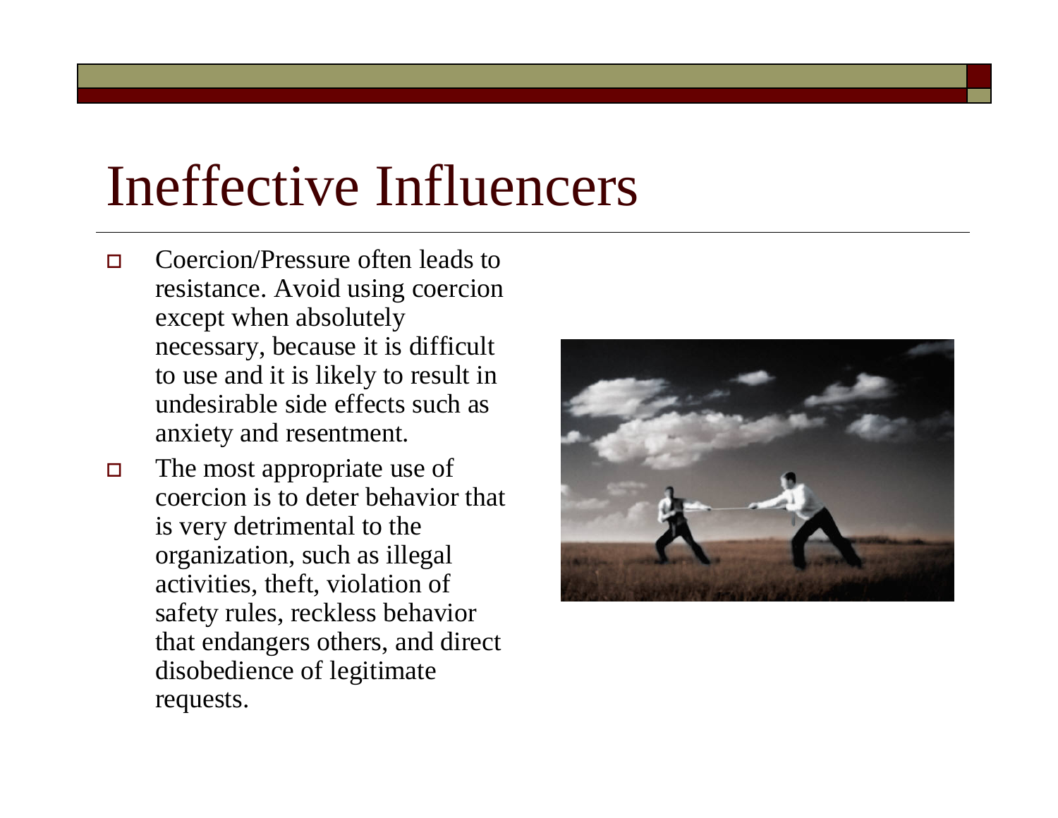# Ineffective Influencers

- Coercion/Pressure often leads to resistance. Avoid using coercion except when absolutely necessary, because it is difficult to use and it is likely to result in undesirable side effects such as anxiety and resentment.
- The most appropriate use of coercion is to deter behavior that is very detrimental to the organization, such as illegal activities, theft, violation of safety rules, reckless behavior that endangers others, and direct disobedience of legitimate requests.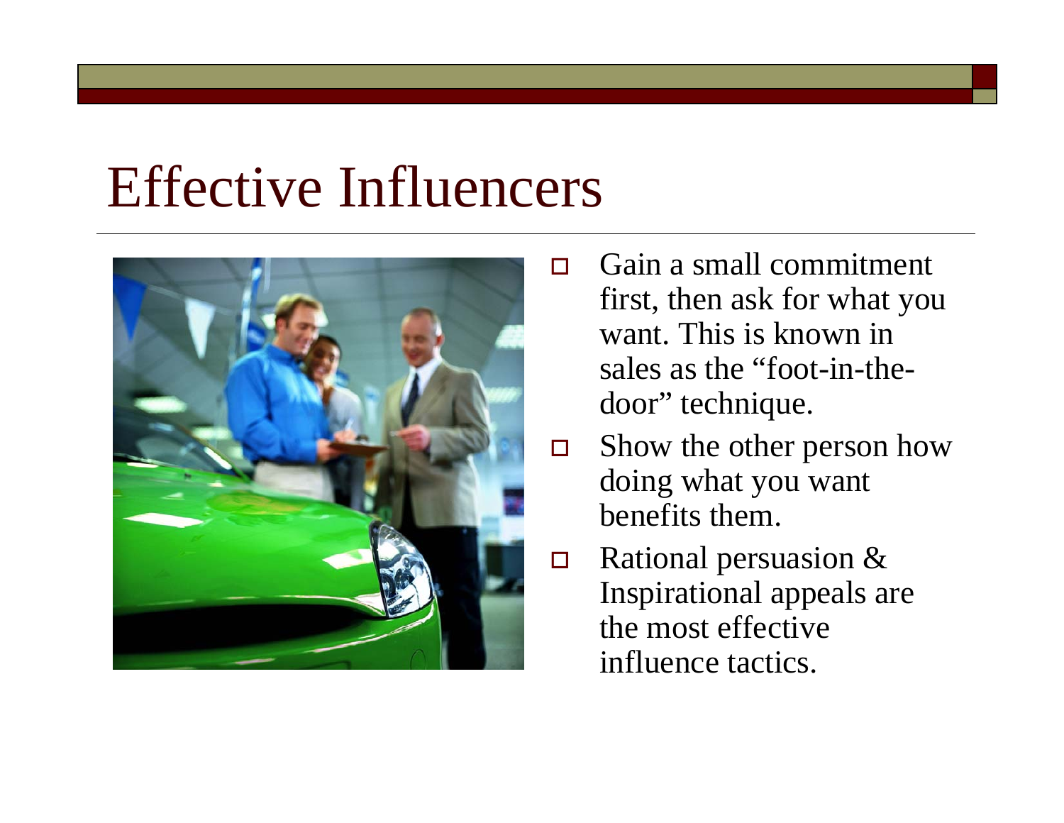# Effective Influencers

- Gain a small commitment first, then ask for what you want. This is known in sales as the "foot-in-the-door" technique.
- Show the other person how doing what you want benefits them.
- Rational persuasion & Inspirational appeals are the most effective influence tactics.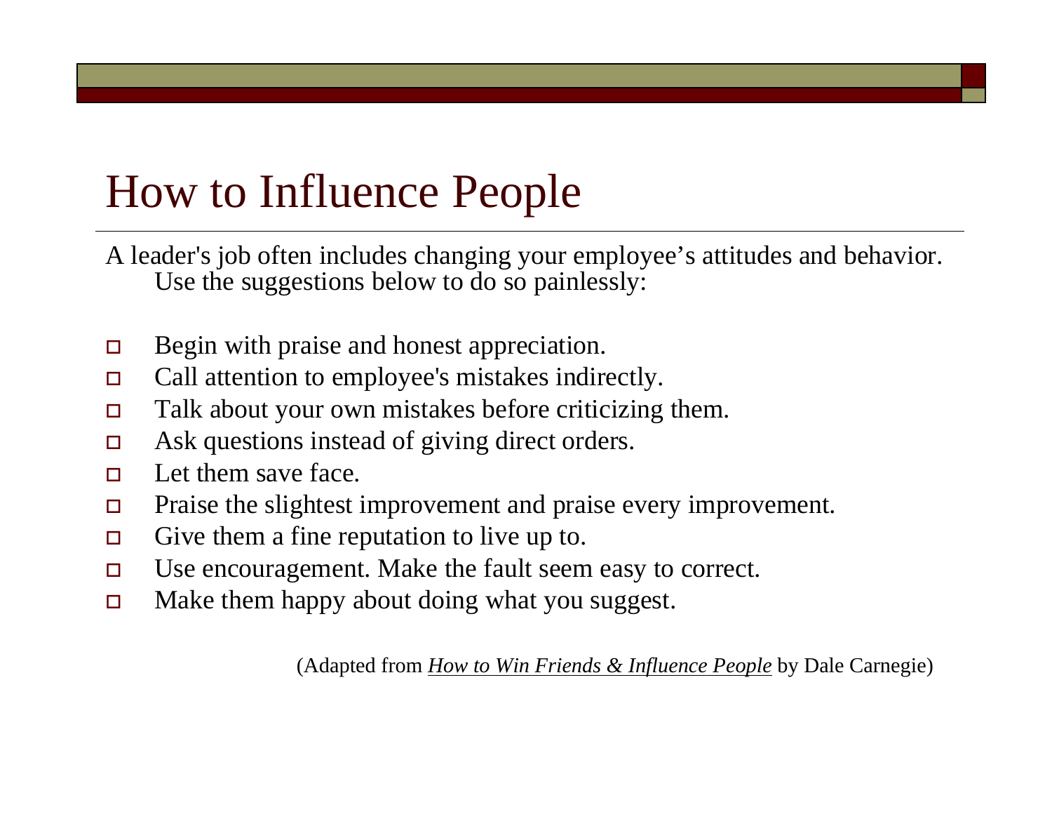# How to Influence People

A leader's job often includes changing your employee's attitudes and behavior. Use the suggestions below to do so painlessly:

- Begin with praise and honest appreciation.
- Call attention to employee's mistakes indirectly.
- Talk about your own mistakes before criticizing them.
- Ask questions instead of giving direct orders.
- Let them save face.
- Praise the slightest improvement and praise every improvement.
- Give them a fine reputation to live up to.
- Use encouragement. Make the fault seem easy to correct.
- Make them happy about doing what you suggest.

(Adapted from *How to Win Friends & Influence People* by Dale Carnegie)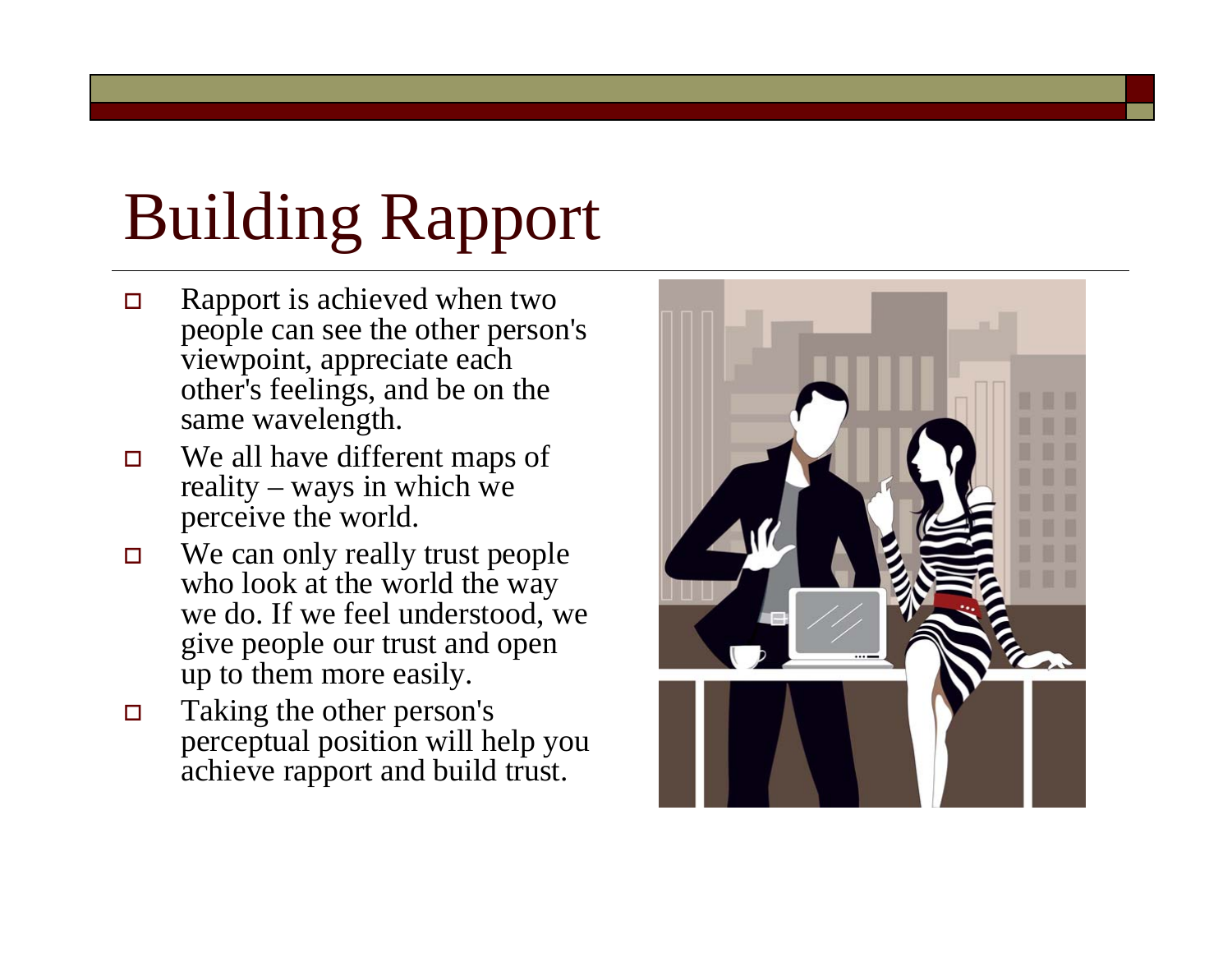# Building Rapport

- Rapport is achieved when two people can see the other person's viewpoint, appreciate each other's feelings, and be on the same wavelength.
- We all have different maps of reality – ways in which we perceive the world.
- We can only really trust people who look at the world the way we do. If we feel understood, we give people our trust and open up to them more easily.
- Taking the other person's perceptual position will help you achieve rapport and build trust.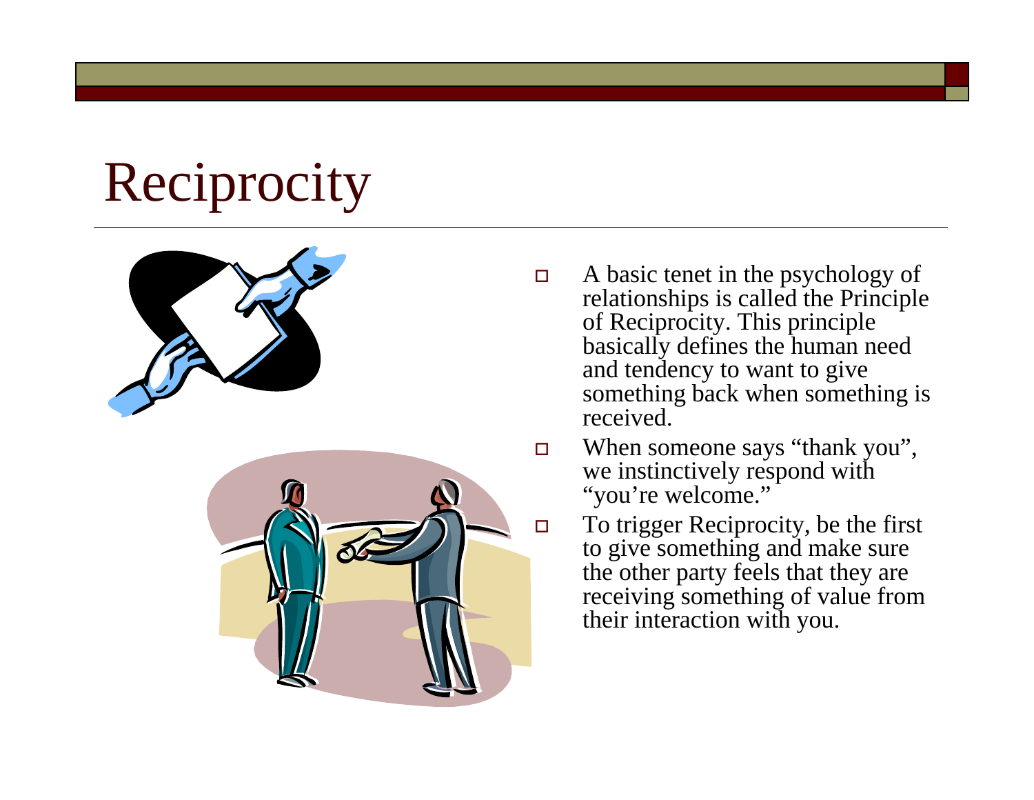# Reciprocity

- A basic tenet in the psychology of relationships is called the Principle of Reciprocity. This principle basically defines the human need and tendency to want to give something back when something is received.
- When someone says "thank you", we instinctively respond with "you're welcome."
- To trigger Reciprocity, be the first to give something and make sure the other party feels that they are receiving something of value from their interaction with you.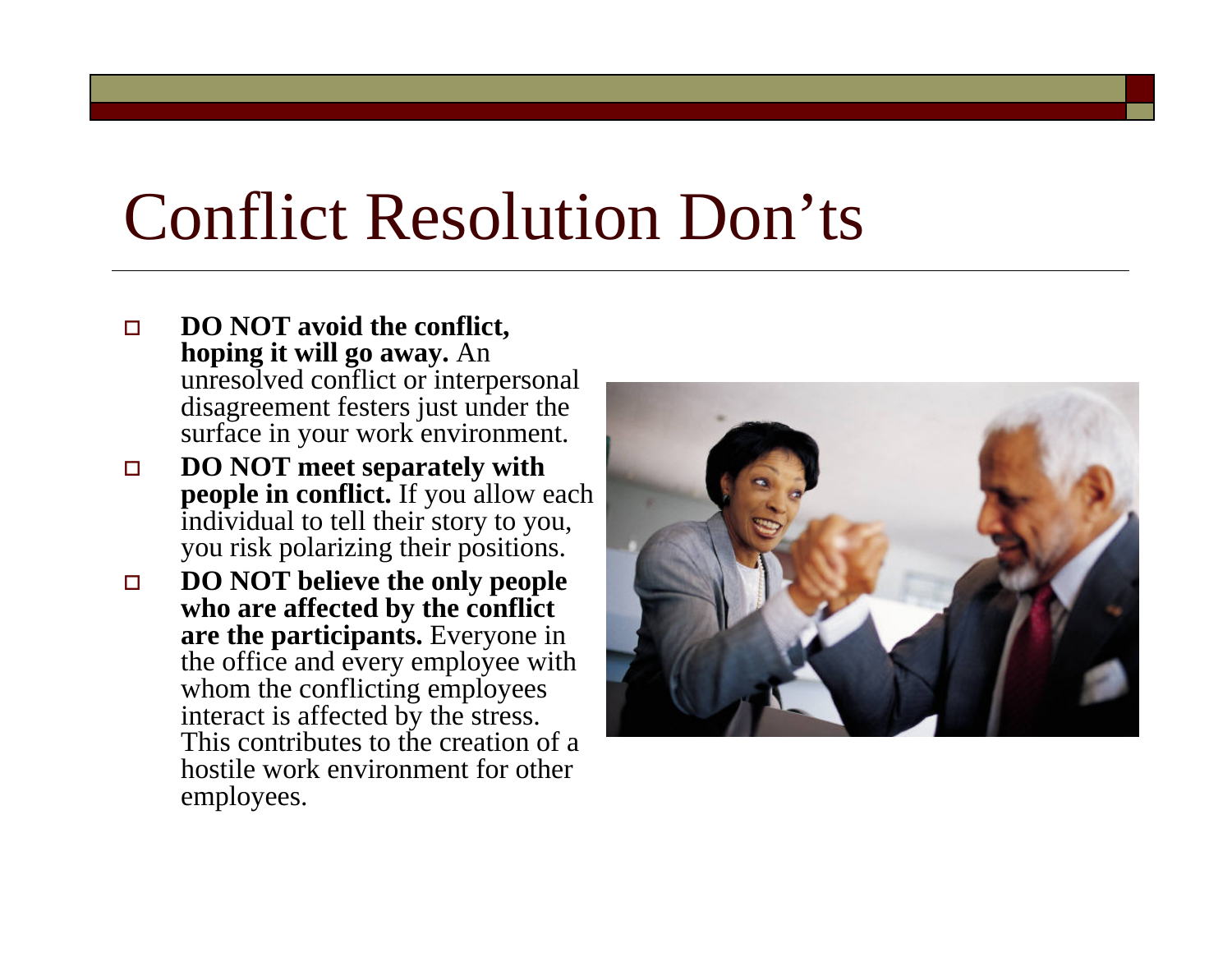# Conflict Resolution Don'ts

- **DO NOT avoid the conflict, hoping it will go away.** An unresolved conflict or interpersonal disagreement festers just under the surface in your work environment.
- **DO NOT meet separately with people in conflict.** If you allow each individual to tell their story to you, you risk polarizing their positions.
- **DO NOT believe the only people who are affected by the conflict are the participants.** Everyone in the office and every employee with whom the conflicting employees interact is affected by the stress. This contributes to the creation of a hostile work environment for other employees.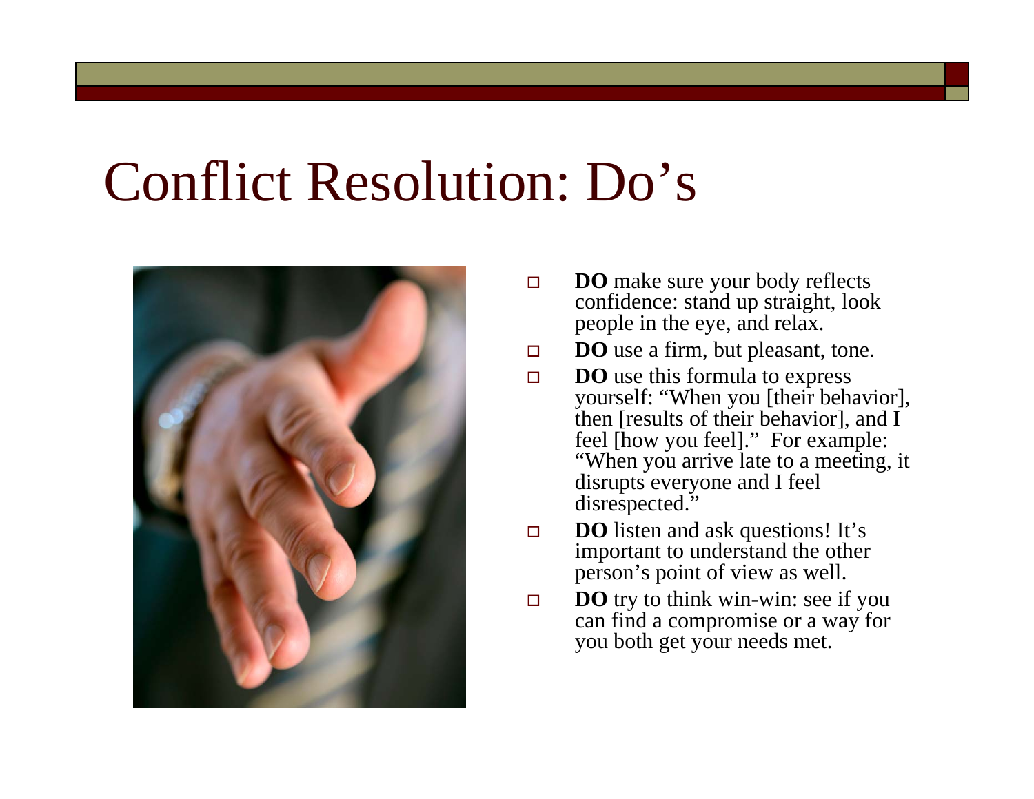# Conflict Resolution: Do's

- **DO** make sure your body reflects confidence: stand up straight, look people in the eye, and relax.
- **DO** use a firm, but pleasant, tone.
- **DO** use this formula to express yourself: "When you [their behavior], then [results of their behavior], and I feel [how you feel]." For example: "When you arrive late to a meeting, it disrupts everyone and I feel disrespected."
- **DO** listen and ask questions! It's important to understand the other person's point of view as well.
- **DO** try to think win-win: see if you can find a compromise or a way for you both get your needs met.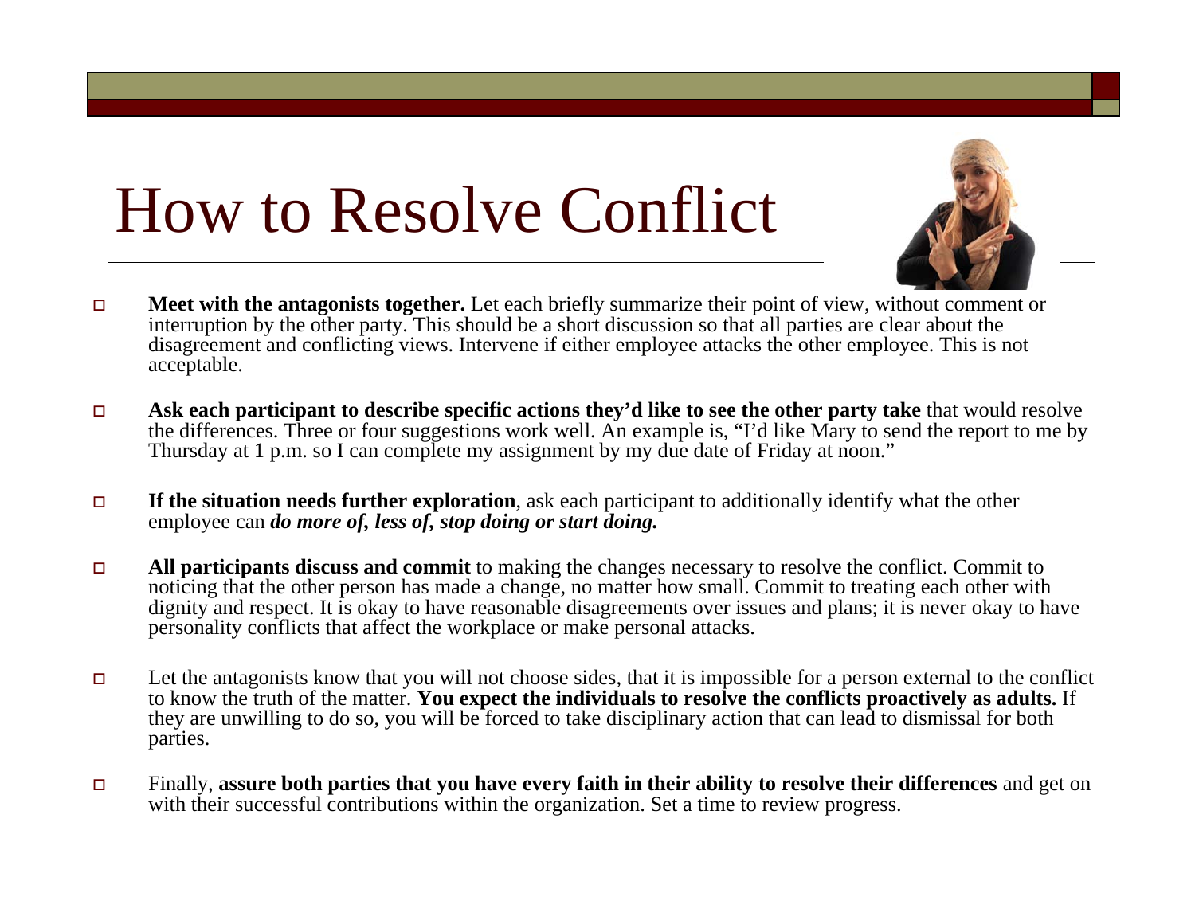# How to Resolve Conflict

- **Meet with the antagonists together.** Let each briefly summarize their point of view, without comment or interruption by the other party. This should be a short discussion so that all parties are clear about the disagreement and conflicting views. Intervene if either employee attacks the other employee. This is not acceptable.

- **Ask each participant to describe specific actions they'd like to see the other party take** that would resolve the differences. Three or four suggestions work well. An example is, "I'd like Mary to send the report to me by Thursday at 1 p.m. so I can complete my assignment by my due date of Friday at noon."

- **If the situation needs further exploration**, ask each participant to additionally identify what the other employee can ***do more of, less of, stop doing or start doing.***

- **All participants discuss and commit** to making the changes necessary to resolve the conflict. Commit to noticing that the other person has made a change, no matter how small. Commit to treating each other with dignity and respect. It is okay to have reasonable disagreements over issues and plans; it is never okay to have personality conflicts that affect the workplace or make personal attacks.

- Let the antagonists know that you will not choose sides, that it is impossible for a person external to the conflict to know the truth of the matter. **You expect the individuals to resolve the conflicts proactively as adults.** If they are unwilling to do so, you will be forced to take disciplinary action that can lead to dismissal for both parties.

- Finally, **assure both parties that you have every faith in their ability to resolve their differences** and get on with their successful contributions within the organization. Set a time to review progress.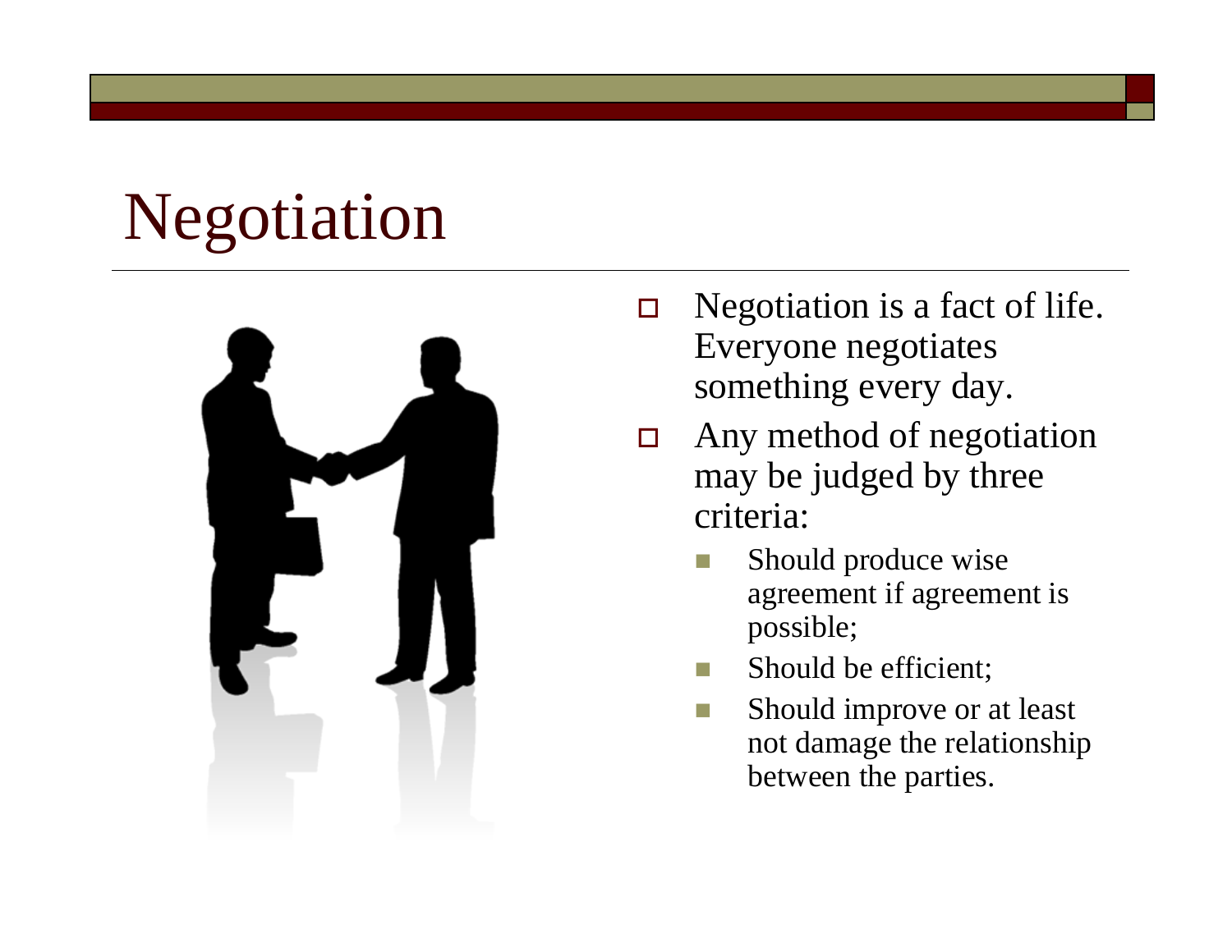# Negotiation

- Negotiation is a fact of life. Everyone negotiates something every day.
- Any method of negotiation may be judged by three criteria:
  - Should produce wise agreement if agreement is possible;
  - Should be efficient;
  - Should improve or at least not damage the relationship between the parties.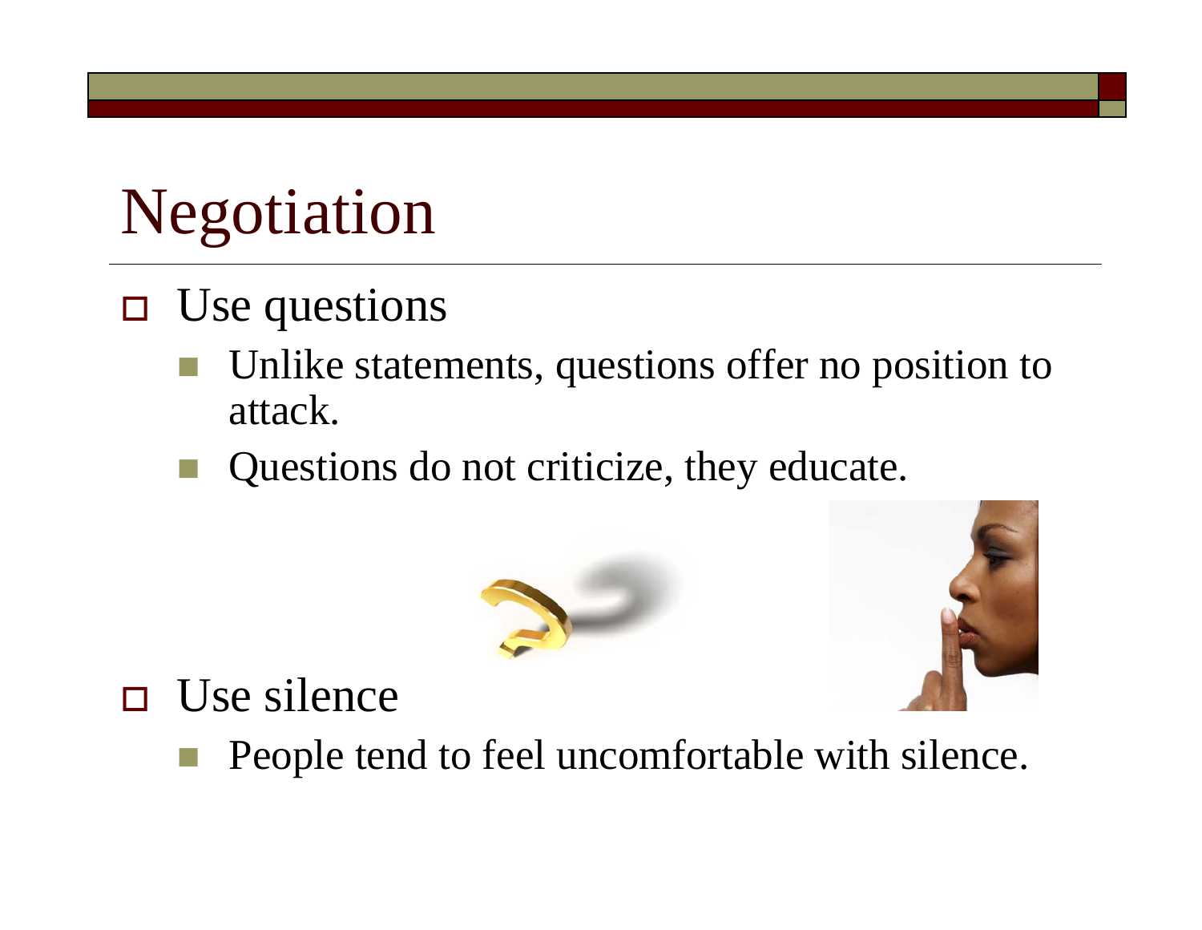# Negotiation

- Use questions
  - Unlike statements, questions offer no position to attack.
  - Questions do not criticize, they educate.
- Use silence
  - People tend to feel uncomfortable with silence.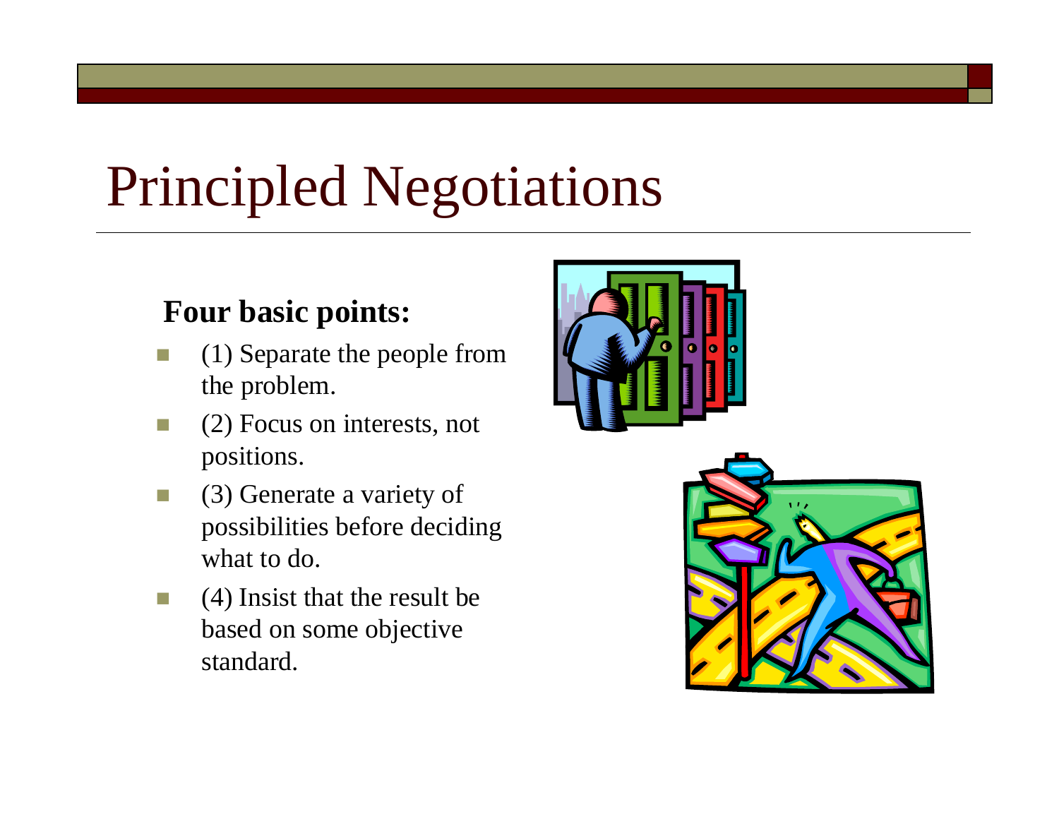# Principled Negotiations

**Four basic points:**

- (1) Separate the people from the problem.
- (2) Focus on interests, not positions.
- (3) Generate a variety of possibilities before deciding what to do.
- (4) Insist that the result be based on some objective standard.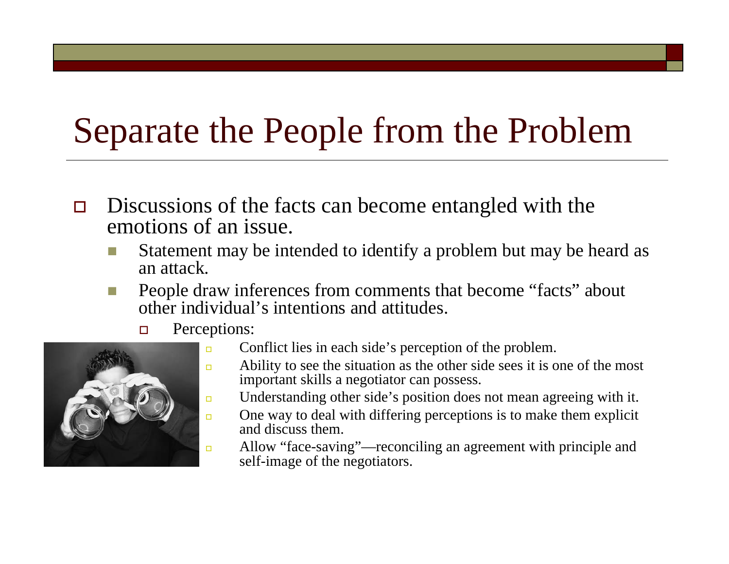# Separate the People from the Problem

- Discussions of the facts can become entangled with the emotions of an issue.
  - Statement may be intended to identify a problem but may be heard as an attack.
  - People draw inferences from comments that become "facts" about other individual's intentions and attitudes.
    - Perceptions:
      - Conflict lies in each side's perception of the problem.
      - Ability to see the situation as the other side sees it is one of the most important skills a negotiator can possess.
      - Understanding other side's position does not mean agreeing with it.
      - One way to deal with differing perceptions is to make them explicit and discuss them.
      - Allow "face-saving"—reconciling an agreement with principle and self-image of the negotiators.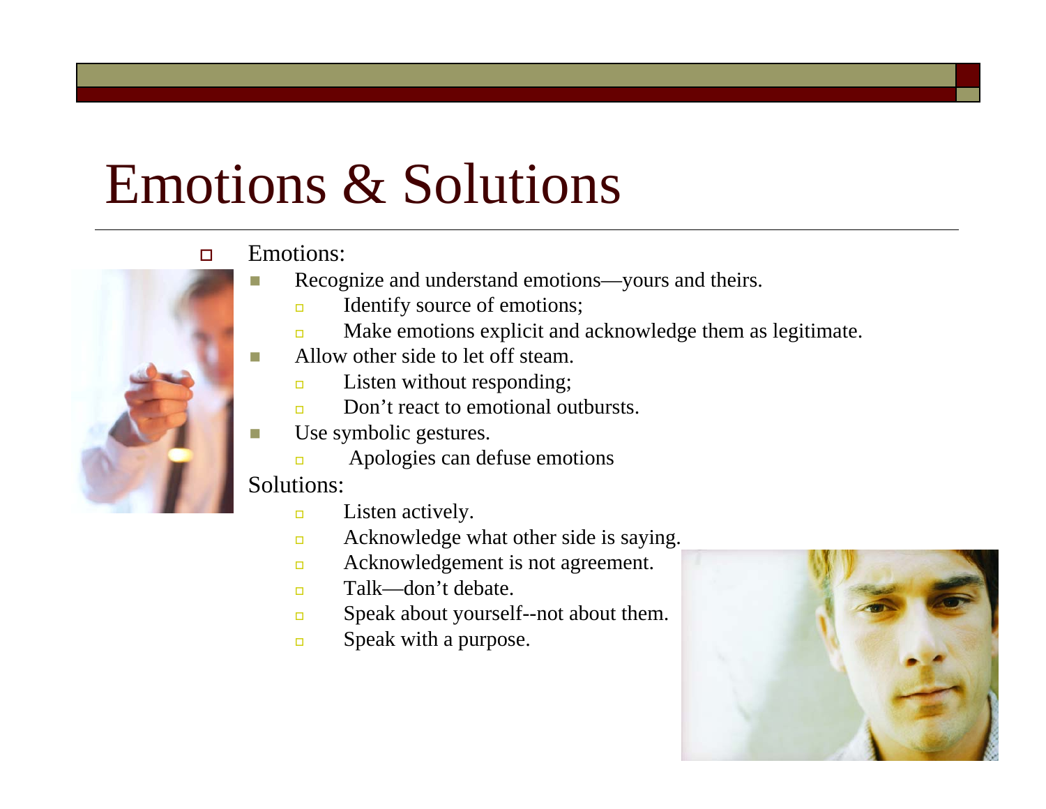# Emotions & Solutions

- Emotions:
  - Recognize and understand emotions—yours and theirs.
    - Identify source of emotions;
    - Make emotions explicit and acknowledge them as legitimate.
  - Allow other side to let off steam.
    - Listen without responding;
    - Don't react to emotional outbursts.
  - Use symbolic gestures.
    - Apologies can defuse emotions

Solutions:

- Listen actively.
- Acknowledge what other side is saying.
- Acknowledgement is not agreement.
- Talk—don't debate.
- Speak about yourself--not about them.
- Speak with a purpose.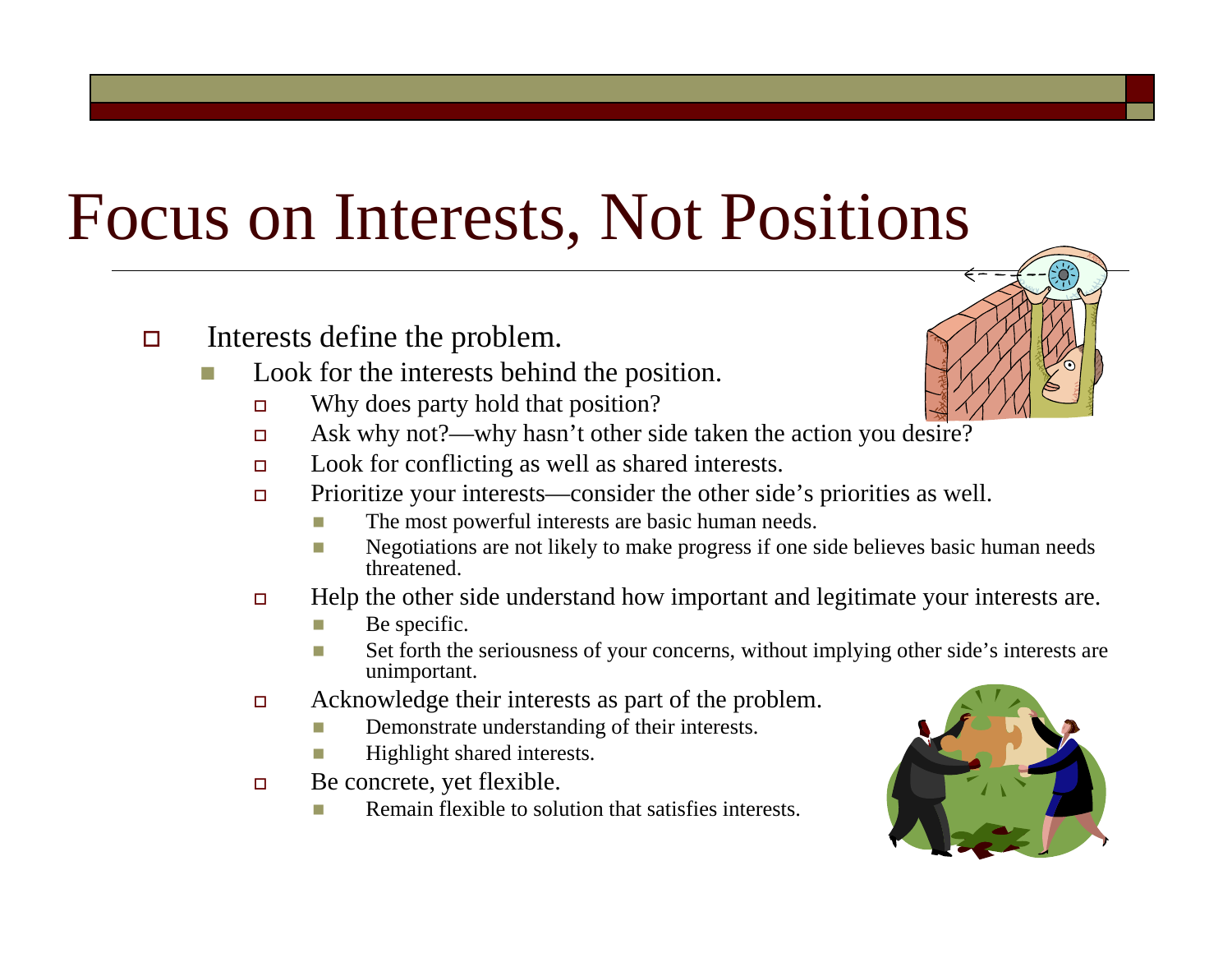# Focus on Interests, Not Positions

- Interests define the problem.
  - Look for the interests behind the position.
    - Why does party hold that position?
    - Ask why not?—why hasn't other side taken the action you desire?
    - Look for conflicting as well as shared interests.
    - Prioritize your interests—consider the other side's priorities as well.
      - The most powerful interests are basic human needs.
      - Negotiations are not likely to make progress if one side believes basic human needs threatened.
    - Help the other side understand how important and legitimate your interests are.
      - Be specific.
      - Set forth the seriousness of your concerns, without implying other side's interests are unimportant.
    - Acknowledge their interests as part of the problem.
      - Demonstrate understanding of their interests.
      - Highlight shared interests.
    - Be concrete, yet flexible.
      - Remain flexible to solution that satisfies interests.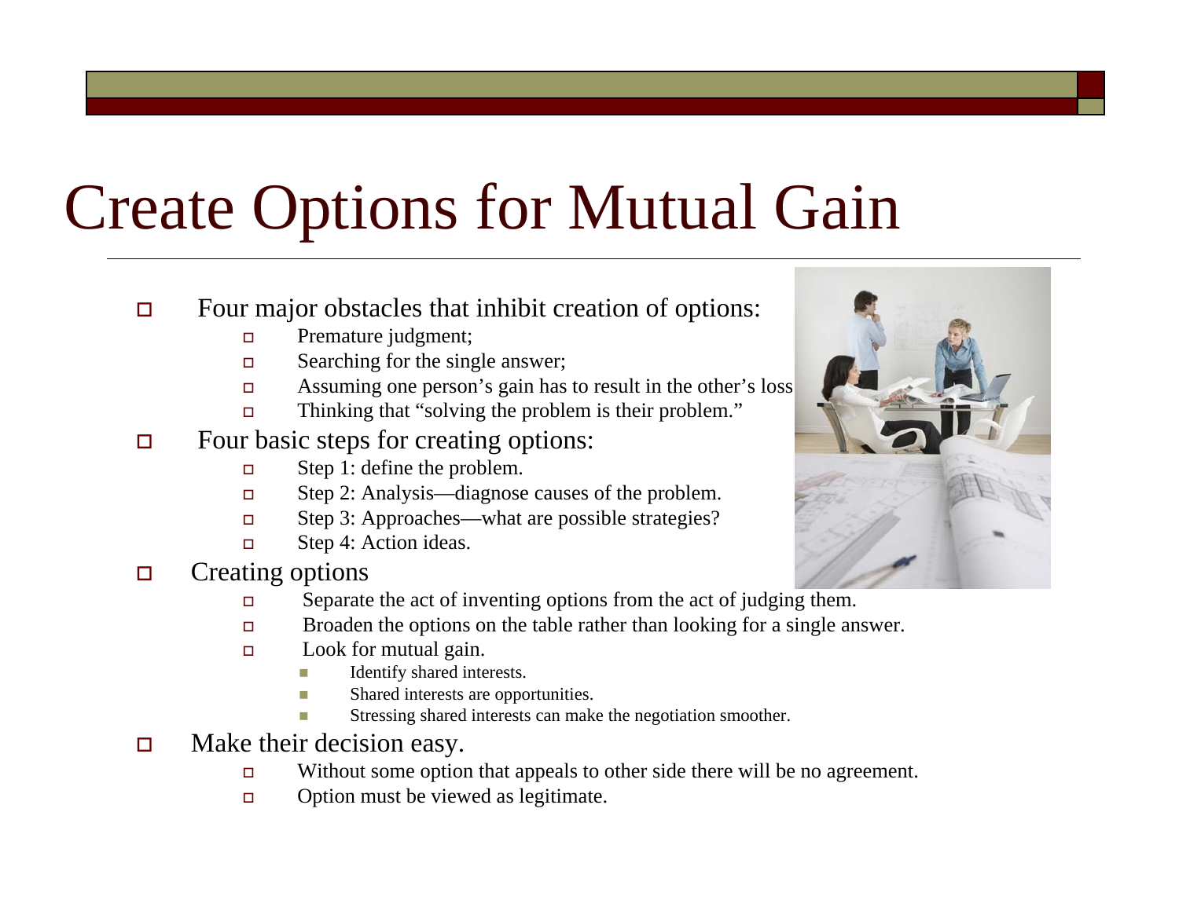# Create Options for Mutual Gain

- Four major obstacles that inhibit creation of options:
  - Premature judgment;
  - Searching for the single answer;
  - Assuming one person's gain has to result in the other's loss
  - Thinking that "solving the problem is their problem."
- Four basic steps for creating options:
  - Step 1: define the problem.
  - Step 2: Analysis—diagnose causes of the problem.
  - Step 3: Approaches—what are possible strategies?
  - Step 4: Action ideas.
- Creating options
  - Separate the act of inventing options from the act of judging them.
  - Broaden the options on the table rather than looking for a single answer.
  - Look for mutual gain.
    - Identify shared interests.
    - Shared interests are opportunities.
    - Stressing shared interests can make the negotiation smoother.
- Make their decision easy.
  - Without some option that appeals to other side there will be no agreement.
  - Option must be viewed as legitimate.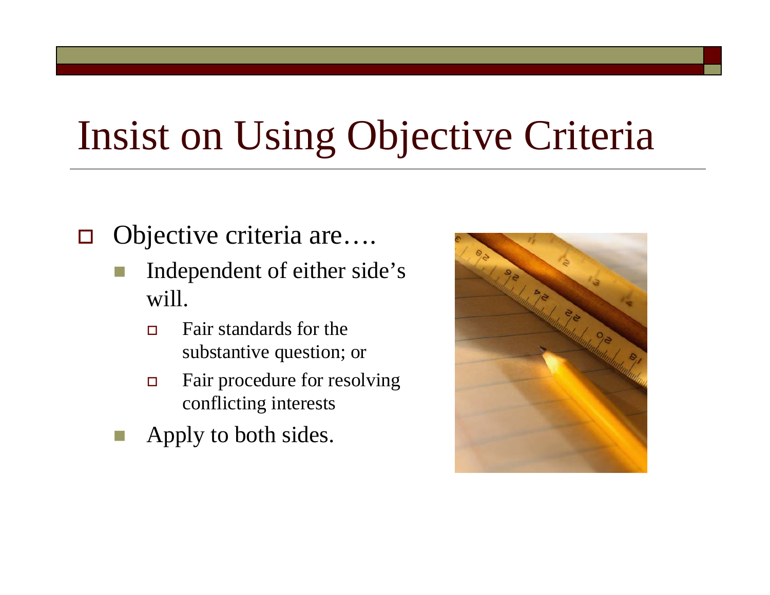# Insist on Using Objective Criteria

- Objective criteria are….
  - Independent of either side's will.
    - Fair standards for the substantive question; or
    - Fair procedure for resolving conflicting interests
  - Apply to both sides.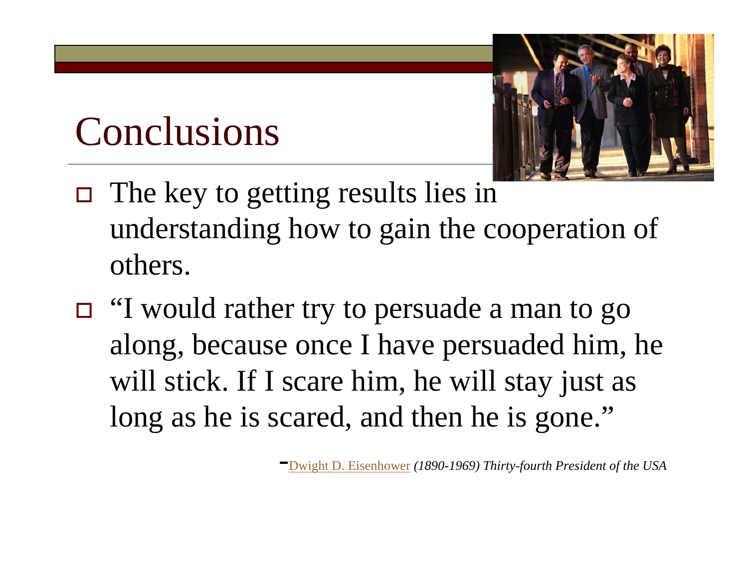# Conclusions

- The key to getting results lies in understanding how to gain the cooperation of others.
- "I would rather try to persuade a man to go along, because once I have persuaded him, he will stick. If I scare him, he will stay just as long as he is scared, and then he is gone."

-Dwight D. Eisenhower *(1890-1969) Thirty-fourth President of the USA*